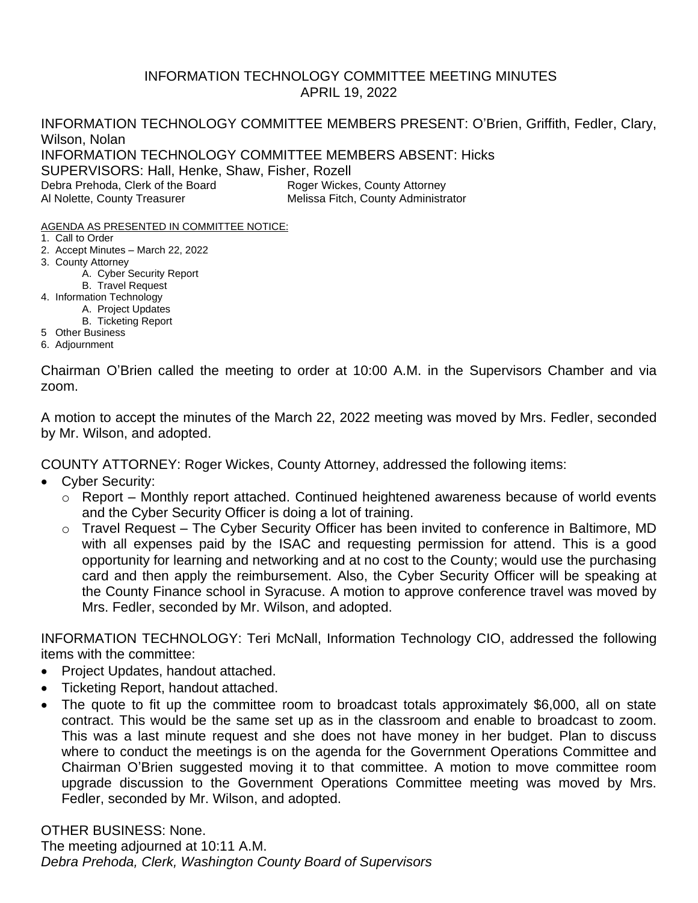# INFORMATION TECHNOLOGY COMMITTEE MEETING MINUTES
## APRIL 19, 2022

INFORMATION TECHNOLOGY COMMITTEE MEMBERS PRESENT: O'Brien, Griffith, Fedler, Clary, Wilson, Nolan
INFORMATION TECHNOLOGY COMMITTEE MEMBERS ABSENT: Hicks
SUPERVISORS: Hall, Henke, Shaw, Fisher, Rozell
Debra Prehoda, Clerk of the Board — Roger Wickes, County Attorney
Al Nolette, County Treasurer — Melissa Fitch, County Administrator

AGENDA AS PRESENTED IN COMMITTEE NOTICE:

1. Call to Order
2. Accept Minutes – March 22, 2022
3. County Attorney
   A. Cyber Security Report
   B. Travel Request
4. Information Technology
   A. Project Updates
   B. Ticketing Report
5. Other Business
6. Adjournment

Chairman O'Brien called the meeting to order at 10:00 A.M. in the Supervisors Chamber and via zoom.

A motion to accept the minutes of the March 22, 2022 meeting was moved by Mrs. Fedler, seconded by Mr. Wilson, and adopted.

COUNTY ATTORNEY: Roger Wickes, County Attorney, addressed the following items:

- Cyber Security:
  - Report – Monthly report attached. Continued heightened awareness because of world events and the Cyber Security Officer is doing a lot of training.
  - Travel Request – The Cyber Security Officer has been invited to conference in Baltimore, MD with all expenses paid by the ISAC and requesting permission for attend. This is a good opportunity for learning and networking and at no cost to the County; would use the purchasing card and then apply the reimbursement. Also, the Cyber Security Officer will be speaking at the County Finance school in Syracuse. A motion to approve conference travel was moved by Mrs. Fedler, seconded by Mr. Wilson, and adopted.

INFORMATION TECHNOLOGY: Teri McNall, Information Technology CIO, addressed the following items with the committee:

- Project Updates, handout attached.
- Ticketing Report, handout attached.
- The quote to fit up the committee room to broadcast totals approximately $6,000, all on state contract. This would be the same set up as in the classroom and enable to broadcast to zoom. This was a last minute request and she does not have money in her budget. Plan to discuss where to conduct the meetings is on the agenda for the Government Operations Committee and Chairman O'Brien suggested moving it to that committee. A motion to move committee room upgrade discussion to the Government Operations Committee meeting was moved by Mrs. Fedler, seconded by Mr. Wilson, and adopted.

OTHER BUSINESS: None.
The meeting adjourned at 10:11 A.M.
*Debra Prehoda, Clerk, Washington County Board of Supervisors*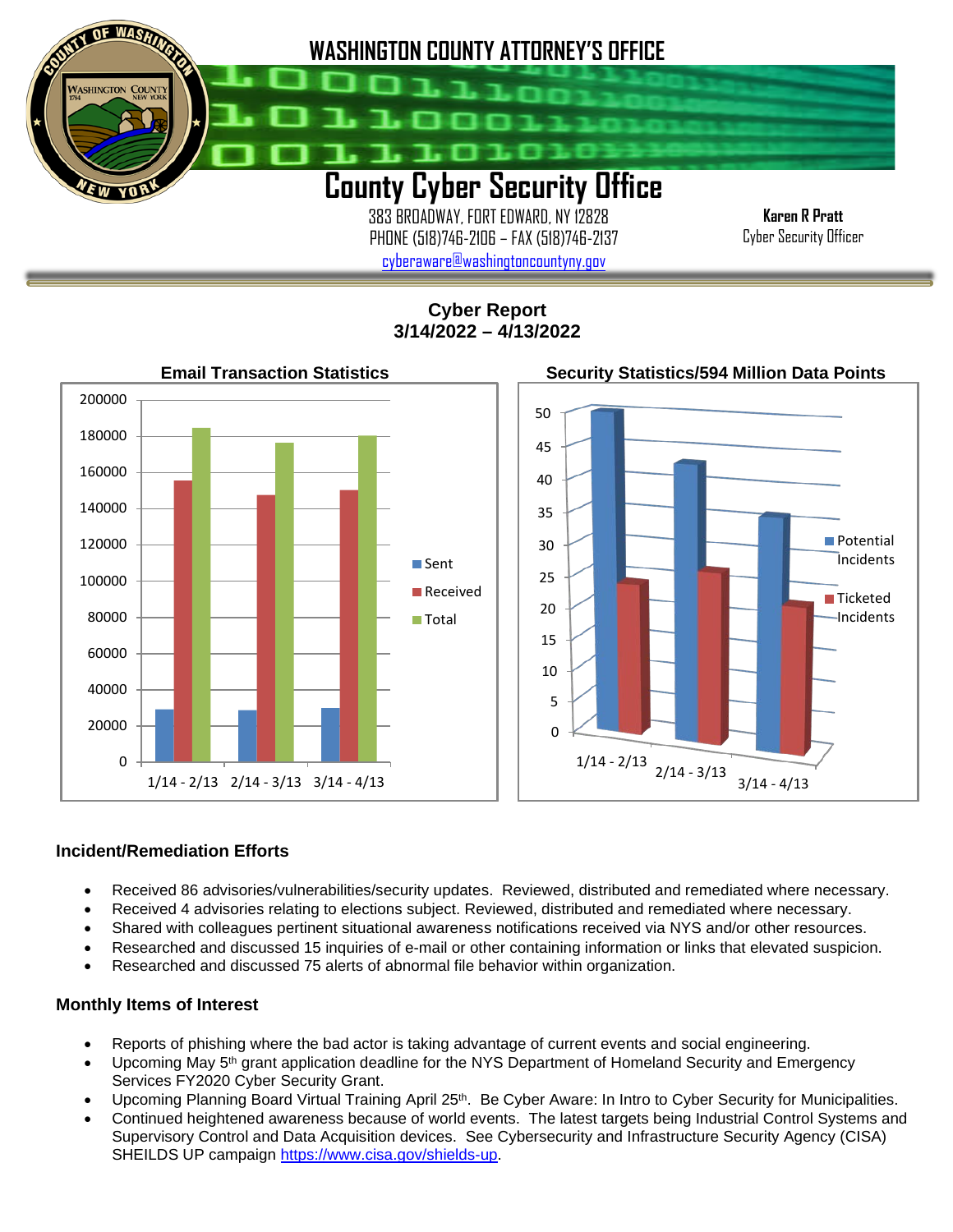# WASHINGTON COUNTY ATTORNEY'S OFFICE

## County Cyber Security Office

383 BROADWAY, FORT EDWARD, NY 12828
PHONE (518)746-2106 – FAX (518)746-2137
cyberaware@washingtoncountyny.gov

**Karen R Pratt**
Cyber Security Officer

### Cyber Report
### 3/14/2022 – 4/13/2022

**Email Transaction Statistics**

**Security Statistics/594 Million Data Points**

### Incident/Remediation Efforts

- Received 86 advisories/vulnerabilities/security updates. Reviewed, distributed and remediated where necessary.
- Received 4 advisories relating to elections subject. Reviewed, distributed and remediated where necessary.
- Shared with colleagues pertinent situational awareness notifications received via NYS and/or other resources.
- Researched and discussed 15 inquiries of e-mail or other containing information or links that elevated suspicion.
- Researched and discussed 75 alerts of abnormal file behavior within organization.

### Monthly Items of Interest

- Reports of phishing where the bad actor is taking advantage of current events and social engineering.
- Upcoming May 5th grant application deadline for the NYS Department of Homeland Security and Emergency Services FY2020 Cyber Security Grant.
- Upcoming Planning Board Virtual Training April 25th. Be Cyber Aware: In Intro to Cyber Security for Municipalities.
- Continued heightened awareness because of world events. The latest targets being Industrial Control Systems and Supervisory Control and Data Acquisition devices. See Cybersecurity and Infrastructure Security Agency (CISA) SHEILDS UP campaign https://www.cisa.gov/shields-up.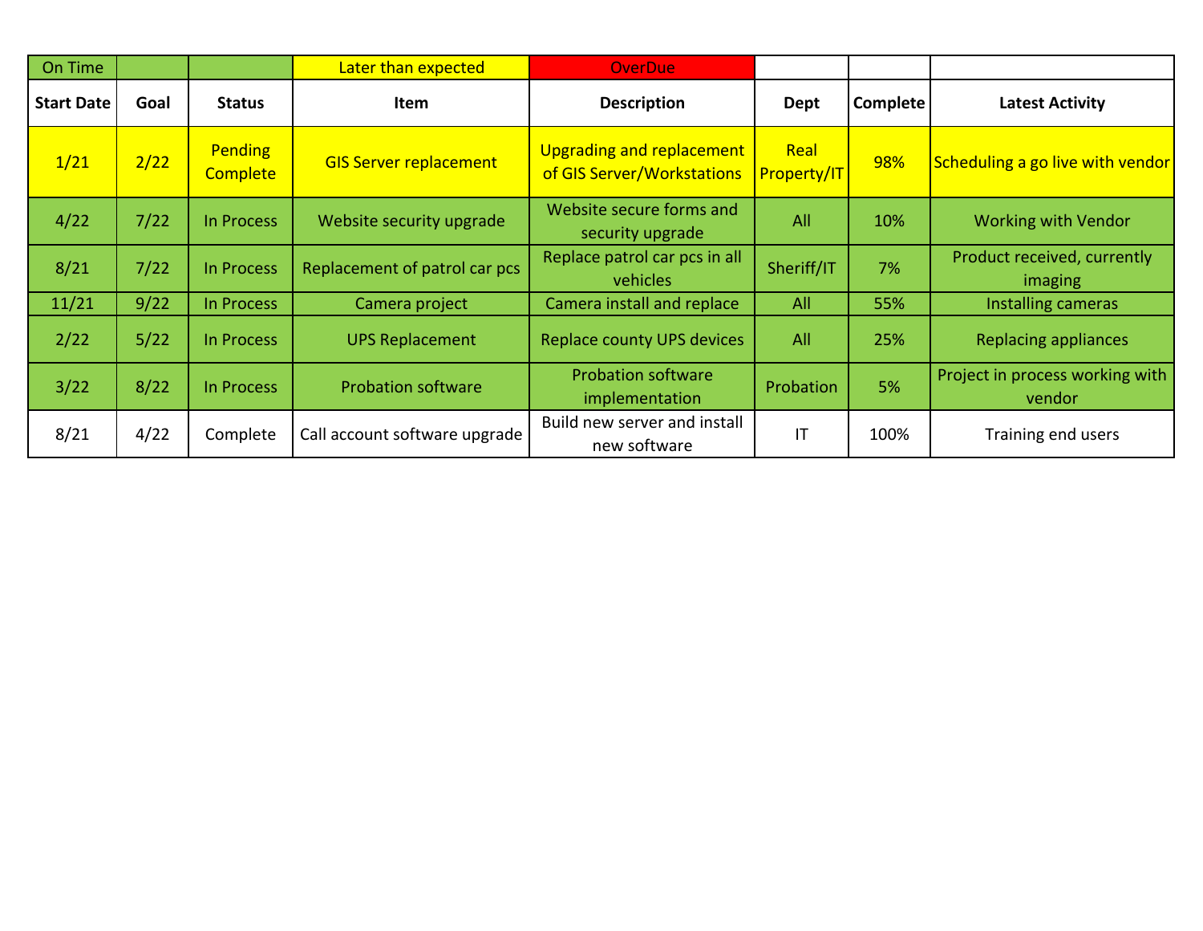| On Time | | | Later than expected | OverDue | | | |
|---|---|---|---|---|---|---|---|
| **Start Date** | **Goal** | **Status** | **Item** | **Description** | **Dept** | **Complete** | **Latest Activity** |
| 1/21 | 2/22 | Pending Complete | GIS Server replacement | Upgrading and replacement of GIS Server/Workstations | Real Property/IT | 98% | Scheduling a go live with vendor |
| 4/22 | 7/22 | In Process | Website security upgrade | Website secure forms and security upgrade | All | 10% | Working with Vendor |
| 8/21 | 7/22 | In Process | Replacement of patrol car pcs | Replace patrol car pcs in all vehicles | Sheriff/IT | 7% | Product received, currently imaging |
| 11/21 | 9/22 | In Process | Camera project | Camera install and replace | All | 55% | Installing cameras |
| 2/22 | 5/22 | In Process | UPS Replacement | Replace county UPS devices | All | 25% | Replacing appliances |
| 3/22 | 8/22 | In Process | Probation software | Probation software implementation | Probation | 5% | Project in process working with vendor |
| 8/21 | 4/22 | Complete | Call account software upgrade | Build new server and install new software | IT | 100% | Training end users |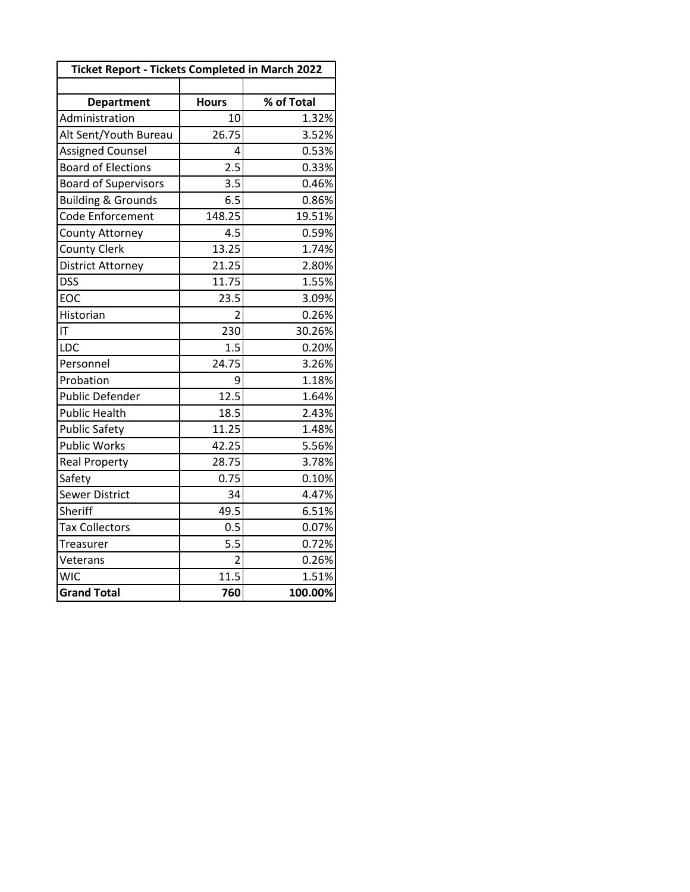| Ticket Report - Tickets Completed in March 2022 | | |
| --- | --- | --- |
| | | |
| **Department** | **Hours** | **% of Total** |
| Administration | 10 | 1.32% |
| Alt Sent/Youth Bureau | 26.75 | 3.52% |
| Assigned Counsel | 4 | 0.53% |
| Board of Elections | 2.5 | 0.33% |
| Board of Supervisors | 3.5 | 0.46% |
| Building & Grounds | 6.5 | 0.86% |
| Code Enforcement | 148.25 | 19.51% |
| County Attorney | 4.5 | 0.59% |
| County Clerk | 13.25 | 1.74% |
| District Attorney | 21.25 | 2.80% |
| DSS | 11.75 | 1.55% |
| EOC | 23.5 | 3.09% |
| Historian | 2 | 0.26% |
| IT | 230 | 30.26% |
| LDC | 1.5 | 0.20% |
| Personnel | 24.75 | 3.26% |
| Probation | 9 | 1.18% |
| Public Defender | 12.5 | 1.64% |
| Public Health | 18.5 | 2.43% |
| Public Safety | 11.25 | 1.48% |
| Public Works | 42.25 | 5.56% |
| Real Property | 28.75 | 3.78% |
| Safety | 0.75 | 0.10% |
| Sewer District | 34 | 4.47% |
| Sheriff | 49.5 | 6.51% |
| Tax Collectors | 0.5 | 0.07% |
| Treasurer | 5.5 | 0.72% |
| Veterans | 2 | 0.26% |
| WIC | 11.5 | 1.51% |
| **Grand Total** | **760** | **100.00%** |